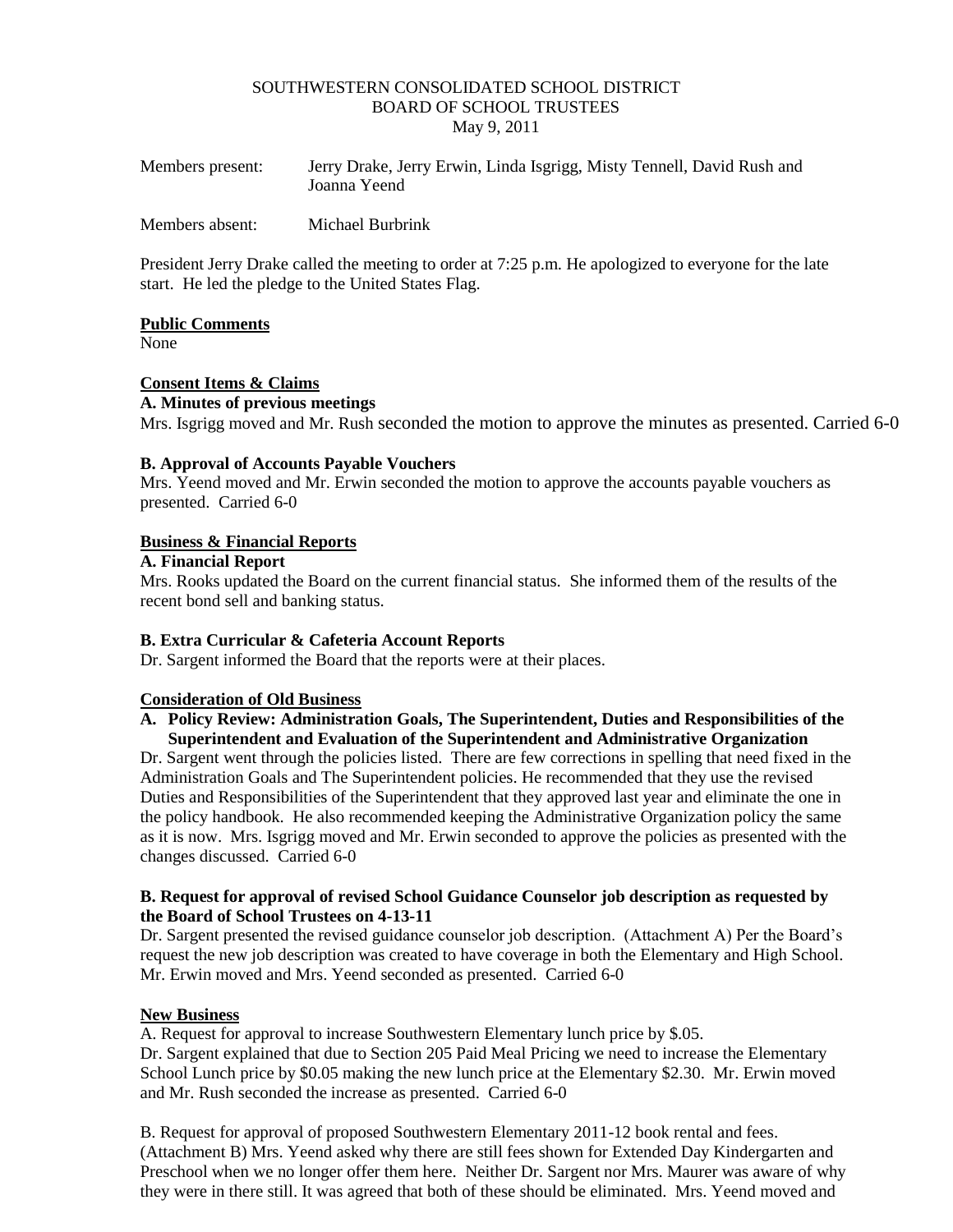SOUTHWESTERN CONSOLIDATED SCHOOL DISTRICT
BOARD OF SCHOOL TRUSTEES
May 9, 2011

Members present: Jerry Drake, Jerry Erwin, Linda Isgrigg, Misty Tennell, David Rush and Joanna Yeend

Members absent: Michael Burbrink

President Jerry Drake called the meeting to order at 7:25 p.m. He apologized to everyone for the late start. He led the pledge to the United States Flag.

**Public Comments**

None

**Consent Items & Claims**

**A. Minutes of previous meetings**

Mrs. Isgrigg moved and Mr. Rush seconded the motion to approve the minutes as presented. Carried 6-0

**B. Approval of Accounts Payable Vouchers**

Mrs. Yeend moved and Mr. Erwin seconded the motion to approve the accounts payable vouchers as presented. Carried 6-0

**Business & Financial Reports**

**A. Financial Report**

Mrs. Rooks updated the Board on the current financial status. She informed them of the results of the recent bond sell and banking status.

**B. Extra Curricular & Cafeteria Account Reports**

Dr. Sargent informed the Board that the reports were at their places.

**Consideration of Old Business**

**A. Policy Review: Administration Goals, The Superintendent, Duties and Responsibilities of the Superintendent and Evaluation of the Superintendent and Administrative Organization**

Dr. Sargent went through the policies listed. There are few corrections in spelling that need fixed in the Administration Goals and The Superintendent policies. He recommended that they use the revised Duties and Responsibilities of the Superintendent that they approved last year and eliminate the one in the policy handbook. He also recommended keeping the Administrative Organization policy the same as it is now. Mrs. Isgrigg moved and Mr. Erwin seconded to approve the policies as presented with the changes discussed. Carried 6-0

**B. Request for approval of revised School Guidance Counselor job description as requested by the Board of School Trustees on 4-13-11**

Dr. Sargent presented the revised guidance counselor job description. (Attachment A) Per the Board's request the new job description was created to have coverage in both the Elementary and High School. Mr. Erwin moved and Mrs. Yeend seconded as presented. Carried 6-0

**New Business**

A. Request for approval to increase Southwestern Elementary lunch price by \$.05.
Dr. Sargent explained that due to Section 205 Paid Meal Pricing we need to increase the Elementary School Lunch price by \$0.05 making the new lunch price at the Elementary \$2.30. Mr. Erwin moved and Mr. Rush seconded the increase as presented. Carried 6-0

B. Request for approval of proposed Southwestern Elementary 2011-12 book rental and fees. (Attachment B) Mrs. Yeend asked why there are still fees shown for Extended Day Kindergarten and Preschool when we no longer offer them here. Neither Dr. Sargent nor Mrs. Maurer was aware of why they were in there still. It was agreed that both of these should be eliminated. Mrs. Yeend moved and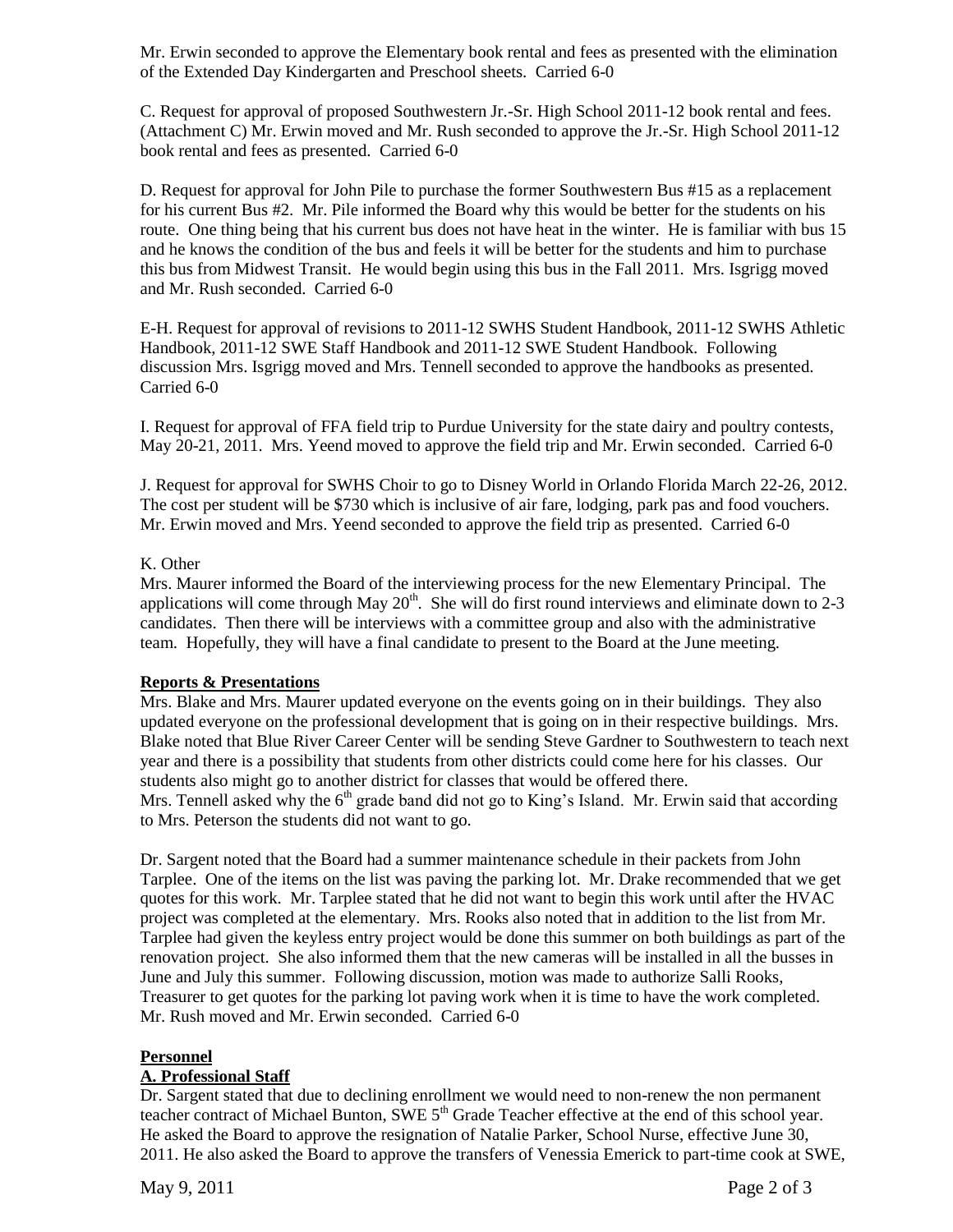Mr. Erwin seconded to approve the Elementary book rental and fees as presented with the elimination of the Extended Day Kindergarten and Preschool sheets. Carried 6-0

C. Request for approval of proposed Southwestern Jr.-Sr. High School 2011-12 book rental and fees. (Attachment C) Mr. Erwin moved and Mr. Rush seconded to approve the Jr.-Sr. High School 2011-12 book rental and fees as presented. Carried 6-0

D. Request for approval for John Pile to purchase the former Southwestern Bus #15 as a replacement for his current Bus #2. Mr. Pile informed the Board why this would be better for the students on his route. One thing being that his current bus does not have heat in the winter. He is familiar with bus 15 and he knows the condition of the bus and feels it will be better for the students and him to purchase this bus from Midwest Transit. He would begin using this bus in the Fall 2011. Mrs. Isgrigg moved and Mr. Rush seconded. Carried 6-0

E-H. Request for approval of revisions to 2011-12 SWHS Student Handbook, 2011-12 SWHS Athletic Handbook, 2011-12 SWE Staff Handbook and 2011-12 SWE Student Handbook. Following discussion Mrs. Isgrigg moved and Mrs. Tennell seconded to approve the handbooks as presented. Carried 6-0

I. Request for approval of FFA field trip to Purdue University for the state dairy and poultry contests, May 20-21, 2011. Mrs. Yeend moved to approve the field trip and Mr. Erwin seconded. Carried 6-0

J. Request for approval for SWHS Choir to go to Disney World in Orlando Florida March 22-26, 2012. The cost per student will be $730 which is inclusive of air fare, lodging, park pas and food vouchers. Mr. Erwin moved and Mrs. Yeend seconded to approve the field trip as presented. Carried 6-0

K. Other

Mrs. Maurer informed the Board of the interviewing process for the new Elementary Principal. The applications will come through May 20th. She will do first round interviews and eliminate down to 2-3 candidates. Then there will be interviews with a committee group and also with the administrative team. Hopefully, they will have a final candidate to present to the Board at the June meeting.

**Reports & Presentations**

Mrs. Blake and Mrs. Maurer updated everyone on the events going on in their buildings. They also updated everyone on the professional development that is going on in their respective buildings. Mrs. Blake noted that Blue River Career Center will be sending Steve Gardner to Southwestern to teach next year and there is a possibility that students from other districts could come here for his classes. Our students also might go to another district for classes that would be offered there.
Mrs. Tennell asked why the 6th grade band did not go to King's Island. Mr. Erwin said that according to Mrs. Peterson the students did not want to go.

Dr. Sargent noted that the Board had a summer maintenance schedule in their packets from John Tarplee. One of the items on the list was paving the parking lot. Mr. Drake recommended that we get quotes for this work. Mr. Tarplee stated that he did not want to begin this work until after the HVAC project was completed at the elementary. Mrs. Rooks also noted that in addition to the list from Mr. Tarplee had given the keyless entry project would be done this summer on both buildings as part of the renovation project. She also informed them that the new cameras will be installed in all the busses in June and July this summer. Following discussion, motion was made to authorize Salli Rooks, Treasurer to get quotes for the parking lot paving work when it is time to have the work completed. Mr. Rush moved and Mr. Erwin seconded. Carried 6-0

**Personnel**

**A. Professional Staff**

Dr. Sargent stated that due to declining enrollment we would need to non-renew the non permanent teacher contract of Michael Bunton, SWE 5th Grade Teacher effective at the end of this school year. He asked the Board to approve the resignation of Natalie Parker, School Nurse, effective June 30, 2011. He also asked the Board to approve the transfers of Venessia Emerick to part-time cook at SWE,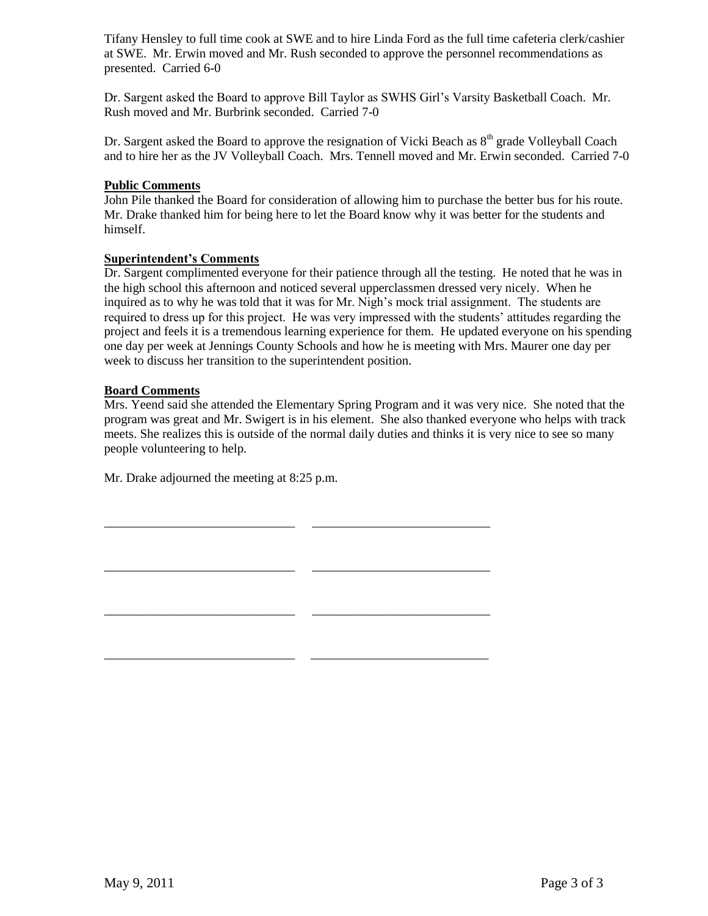Tifany Hensley to full time cook at SWE and to hire Linda Ford as the full time cafeteria clerk/cashier at SWE. Mr. Erwin moved and Mr. Rush seconded to approve the personnel recommendations as presented. Carried 6-0

Dr. Sargent asked the Board to approve Bill Taylor as SWHS Girl's Varsity Basketball Coach. Mr. Rush moved and Mr. Burbrink seconded. Carried 7-0

Dr. Sargent asked the Board to approve the resignation of Vicki Beach as 8th grade Volleyball Coach and to hire her as the JV Volleyball Coach. Mrs. Tennell moved and Mr. Erwin seconded. Carried 7-0

**Public Comments**

John Pile thanked the Board for consideration of allowing him to purchase the better bus for his route. Mr. Drake thanked him for being here to let the Board know why it was better for the students and himself.

**Superintendent's Comments**

Dr. Sargent complimented everyone for their patience through all the testing. He noted that he was in the high school this afternoon and noticed several upperclassmen dressed very nicely. When he inquired as to why he was told that it was for Mr. Nigh's mock trial assignment. The students are required to dress up for this project. He was very impressed with the students' attitudes regarding the project and feels it is a tremendous learning experience for them. He updated everyone on his spending one day per week at Jennings County Schools and how he is meeting with Mrs. Maurer one day per week to discuss her transition to the superintendent position.

**Board Comments**

Mrs. Yeend said she attended the Elementary Spring Program and it was very nice. She noted that the program was great and Mr. Swigert is in his element. She also thanked everyone who helps with track meets. She realizes this is outside of the normal daily duties and thinks it is very nice to see so many people volunteering to help.

Mr. Drake adjourned the meeting at 8:25 p.m.

______________________________ ____________________________

______________________________ ____________________________

______________________________ ____________________________

______________________________ ____________________________

May 9, 2011